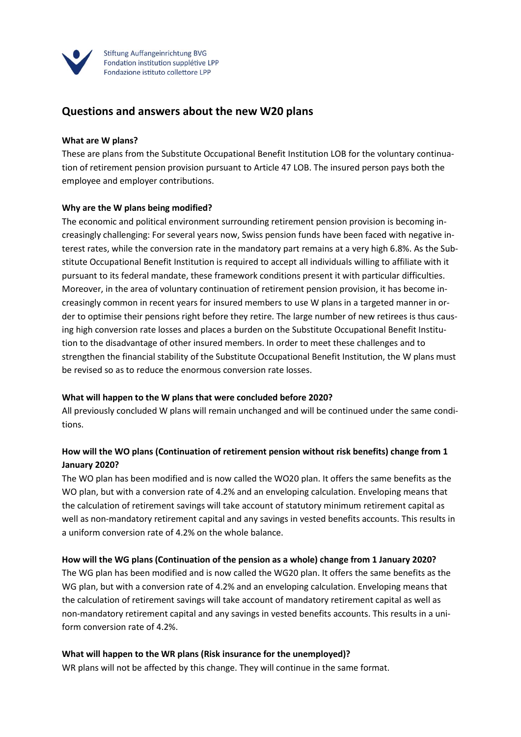Stiftung Auffangeinrichtung BVG
Fondation institution supplétive LPP
Fondazione istituto collettore LPP

# Questions and answers about the new W20 plans

**What are W plans?**

These are plans from the Substitute Occupational Benefit Institution LOB for the voluntary continuation of retirement pension provision pursuant to Article 47 LOB. The insured person pays both the employee and employer contributions.

**Why are the W plans being modified?**

The economic and political environment surrounding retirement pension provision is becoming increasingly challenging: For several years now, Swiss pension funds have been faced with negative interest rates, while the conversion rate in the mandatory part remains at a very high 6.8%. As the Substitute Occupational Benefit Institution is required to accept all individuals willing to affiliate with it pursuant to its federal mandate, these framework conditions present it with particular difficulties. Moreover, in the area of voluntary continuation of retirement pension provision, it has become increasingly common in recent years for insured members to use W plans in a targeted manner in order to optimise their pensions right before they retire. The large number of new retirees is thus causing high conversion rate losses and places a burden on the Substitute Occupational Benefit Institution to the disadvantage of other insured members. In order to meet these challenges and to strengthen the financial stability of the Substitute Occupational Benefit Institution, the W plans must be revised so as to reduce the enormous conversion rate losses.

**What will happen to the W plans that were concluded before 2020?**

All previously concluded W plans will remain unchanged and will be continued under the same conditions.

**How will the WO plans (Continuation of retirement pension without risk benefits) change from 1 January 2020?**

The WO plan has been modified and is now called the WO20 plan. It offers the same benefits as the WO plan, but with a conversion rate of 4.2% and an enveloping calculation. Enveloping means that the calculation of retirement savings will take account of statutory minimum retirement capital as well as non-mandatory retirement capital and any savings in vested benefits accounts. This results in a uniform conversion rate of 4.2% on the whole balance.

**How will the WG plans (Continuation of the pension as a whole) change from 1 January 2020?**

The WG plan has been modified and is now called the WG20 plan. It offers the same benefits as the WG plan, but with a conversion rate of 4.2% and an enveloping calculation. Enveloping means that the calculation of retirement savings will take account of mandatory retirement capital as well as non-mandatory retirement capital and any savings in vested benefits accounts. This results in a uniform conversion rate of 4.2%.

**What will happen to the WR plans (Risk insurance for the unemployed)?**

WR plans will not be affected by this change. They will continue in the same format.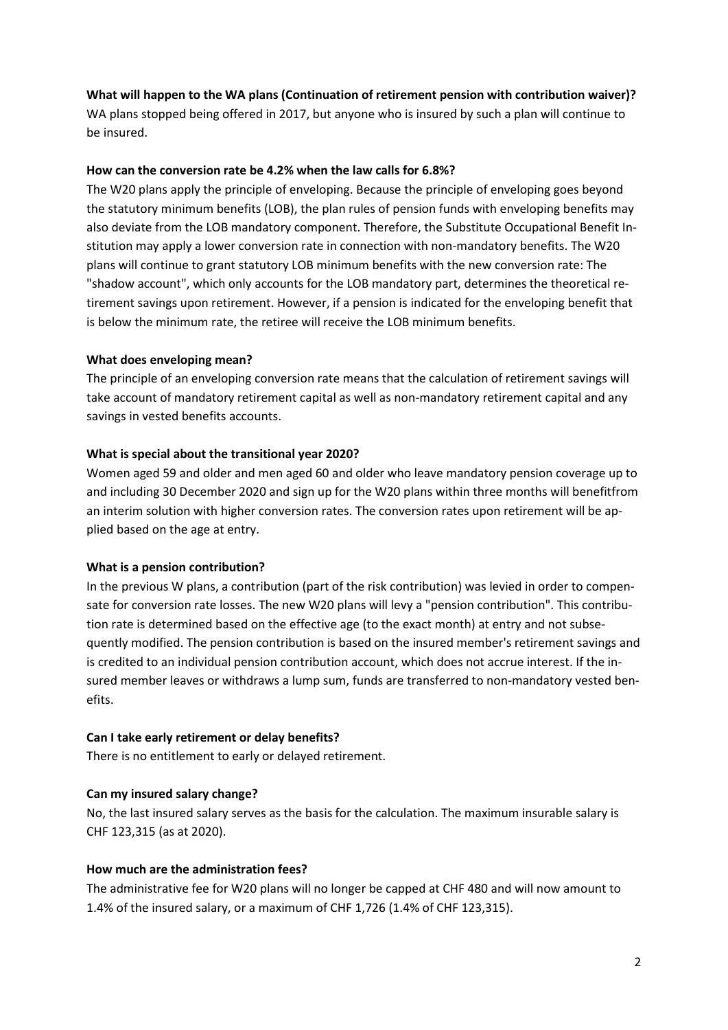**What will happen to the WA plans (Continuation of retirement pension with contribution waiver)?**

WA plans stopped being offered in 2017, but anyone who is insured by such a plan will continue to be insured.

**How can the conversion rate be 4.2% when the law calls for 6.8%?**

The W20 plans apply the principle of enveloping. Because the principle of enveloping goes beyond the statutory minimum benefits (LOB), the plan rules of pension funds with enveloping benefits may also deviate from the LOB mandatory component. Therefore, the Substitute Occupational Benefit Institution may apply a lower conversion rate in connection with non-mandatory benefits. The W20 plans will continue to grant statutory LOB minimum benefits with the new conversion rate: The "shadow account", which only accounts for the LOB mandatory part, determines the theoretical retirement savings upon retirement. However, if a pension is indicated for the enveloping benefit that is below the minimum rate, the retiree will receive the LOB minimum benefits.

**What does enveloping mean?**

The principle of an enveloping conversion rate means that the calculation of retirement savings will take account of mandatory retirement capital as well as non-mandatory retirement capital and any savings in vested benefits accounts.

**What is special about the transitional year 2020?**

Women aged 59 and older and men aged 60 and older who leave mandatory pension coverage up to and including 30 December 2020 and sign up for the W20 plans within three months will benefitfrom an interim solution with higher conversion rates. The conversion rates upon retirement will be applied based on the age at entry.

**What is a pension contribution?**

In the previous W plans, a contribution (part of the risk contribution) was levied in order to compensate for conversion rate losses. The new W20 plans will levy a "pension contribution". This contribution rate is determined based on the effective age (to the exact month) at entry and not subsequently modified. The pension contribution is based on the insured member's retirement savings and is credited to an individual pension contribution account, which does not accrue interest. If the insured member leaves or withdraws a lump sum, funds are transferred to non-mandatory vested benefits.

**Can I take early retirement or delay benefits?**

There is no entitlement to early or delayed retirement.

**Can my insured salary change?**

No, the last insured salary serves as the basis for the calculation. The maximum insurable salary is CHF 123,315 (as at 2020).

**How much are the administration fees?**

The administrative fee for W20 plans will no longer be capped at CHF 480 and will now amount to 1.4% of the insured salary, or a maximum of CHF 1,726 (1.4% of CHF 123,315).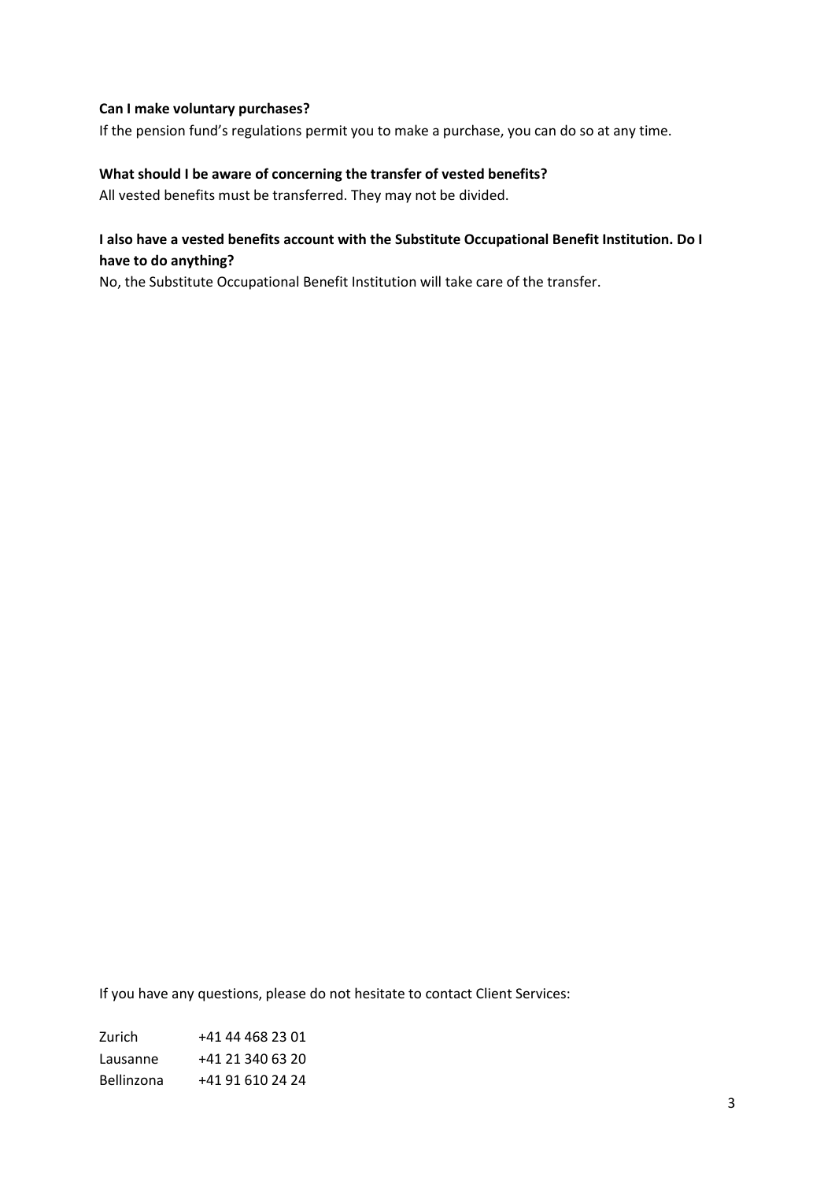**Can I make voluntary purchases?**

If the pension fund's regulations permit you to make a purchase, you can do so at any time.

**What should I be aware of concerning the transfer of vested benefits?**

All vested benefits must be transferred. They may not be divided.

**I also have a vested benefits account with the Substitute Occupational Benefit Institution. Do I have to do anything?**

No, the Substitute Occupational Benefit Institution will take care of the transfer.

If you have any questions, please do not hesitate to contact Client Services:

| | |
|---|---|
| Zurich | +41 44 468 23 01 |
| Lausanne | +41 21 340 63 20 |
| Bellinzona | +41 91 610 24 24 |